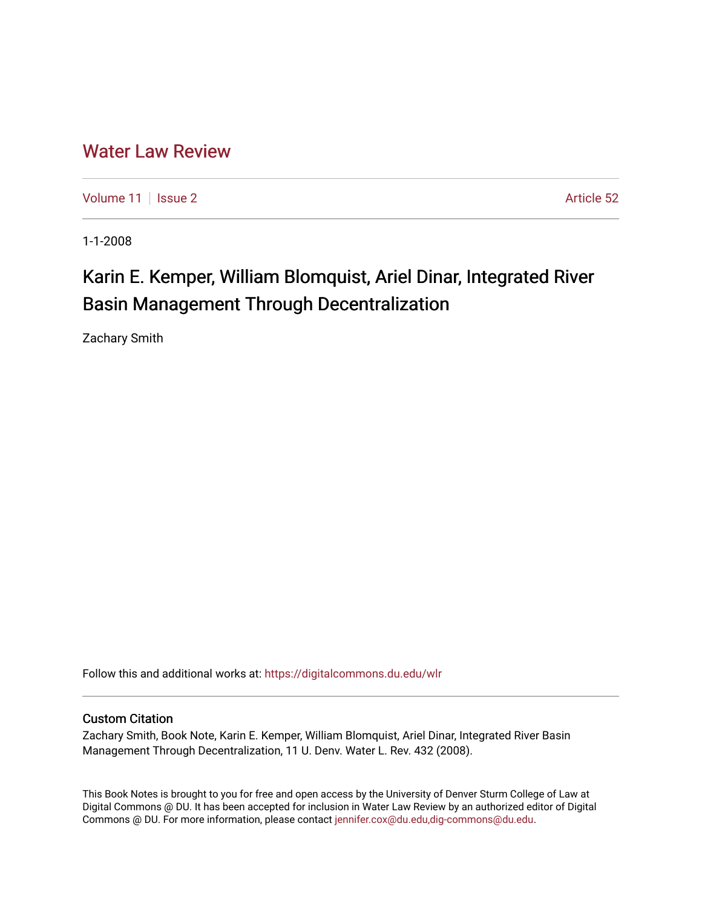# Water Law Review

Volume 11 | Issue 2 | Article 52

1-1-2008

## Karin E. Kemper, William Blomquist, Ariel Dinar, Integrated River Basin Management Through Decentralization

Zachary Smith

Follow this and additional works at: https://digitalcommons.du.edu/wlr

### Custom Citation

Zachary Smith, Book Note, Karin E. Kemper, William Blomquist, Ariel Dinar, Integrated River Basin Management Through Decentralization, 11 U. Denv. Water L. Rev. 432 (2008).

This Book Notes is brought to you for free and open access by the University of Denver Sturm College of Law at Digital Commons @ DU. It has been accepted for inclusion in Water Law Review by an authorized editor of Digital Commons @ DU. For more information, please contact jennifer.cox@du.edu,dig-commons@du.edu.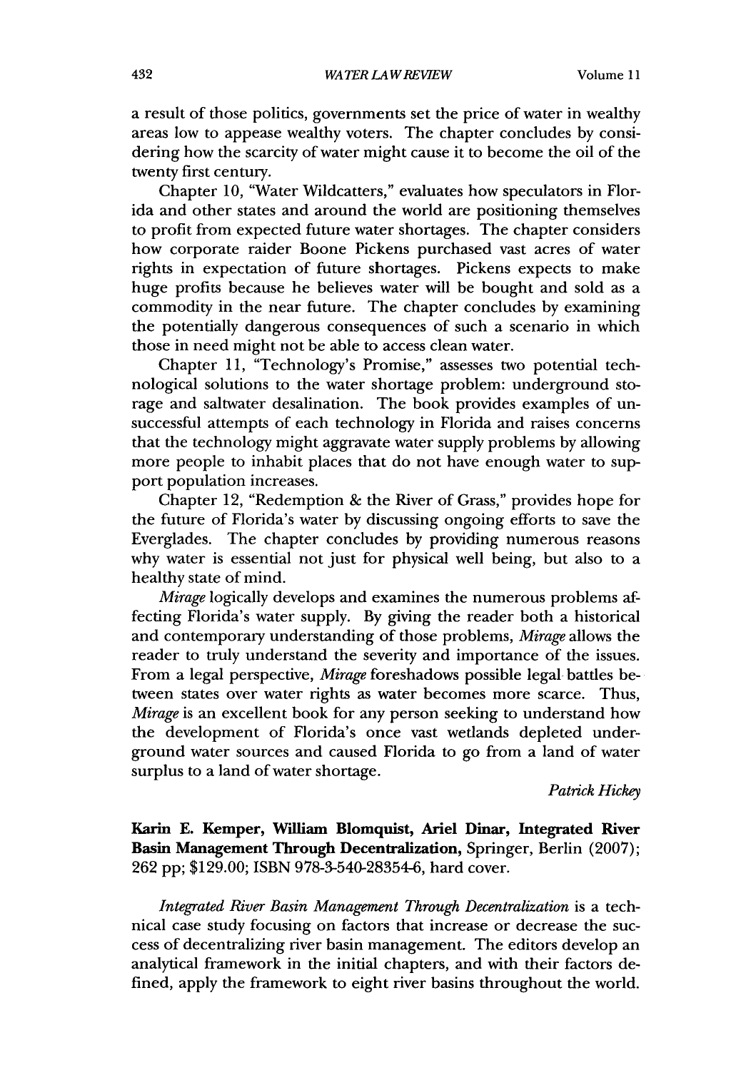a result of those politics, governments set the price of water in wealthy areas low to appease wealthy voters. The chapter concludes by considering how the scarcity of water might cause it to become the oil of the twenty first century.

Chapter 10, "Water Wildcatters," evaluates how speculators in Florida and other states and around the world are positioning themselves to profit from expected future water shortages. The chapter considers how corporate raider Boone Pickens purchased vast acres of water rights in expectation of future shortages. Pickens expects to make huge profits because he believes water will be bought and sold as a commodity in the near future. The chapter concludes by examining the potentially dangerous consequences of such a scenario in which those in need might not be able to access clean water.

Chapter 11, "Technology's Promise," assesses two potential technological solutions to the water shortage problem: underground storage and saltwater desalination. The book provides examples of unsuccessful attempts of each technology in Florida and raises concerns that the technology might aggravate water supply problems by allowing more people to inhabit places that do not have enough water to support population increases.

Chapter 12, "Redemption & the River of Grass," provides hope for the future of Florida's water by discussing ongoing efforts to save the Everglades. The chapter concludes by providing numerous reasons why water is essential not just for physical well being, but also to a healthy state of mind.

*Mirage* logically develops and examines the numerous problems affecting Florida's water supply. By giving the reader both a historical and contemporary understanding of those problems, *Mirage* allows the reader to truly understand the severity and importance of the issues. From a legal perspective, *Mirage* foreshadows possible legal battles between states over water rights as water becomes more scarce. Thus, *Mirage* is an excellent book for any person seeking to understand how the development of Florida's once vast wetlands depleted underground water sources and caused Florida to go from a land of water surplus to a land of water shortage.

*Patrick Hickey*

**Karin E. Kemper, William Blomquist, Ariel Dinar, Integrated River Basin Management Through Decentralization,** Springer, Berlin (2007); 262 pp; $129.00; ISBN 978-3-540-28354-6, hard cover.

*Integrated River Basin Management Through Decentralization* is a technical case study focusing on factors that increase or decrease the success of decentralizing river basin management. The editors develop an analytical framework in the initial chapters, and with their factors defined, apply the framework to eight river basins throughout the world.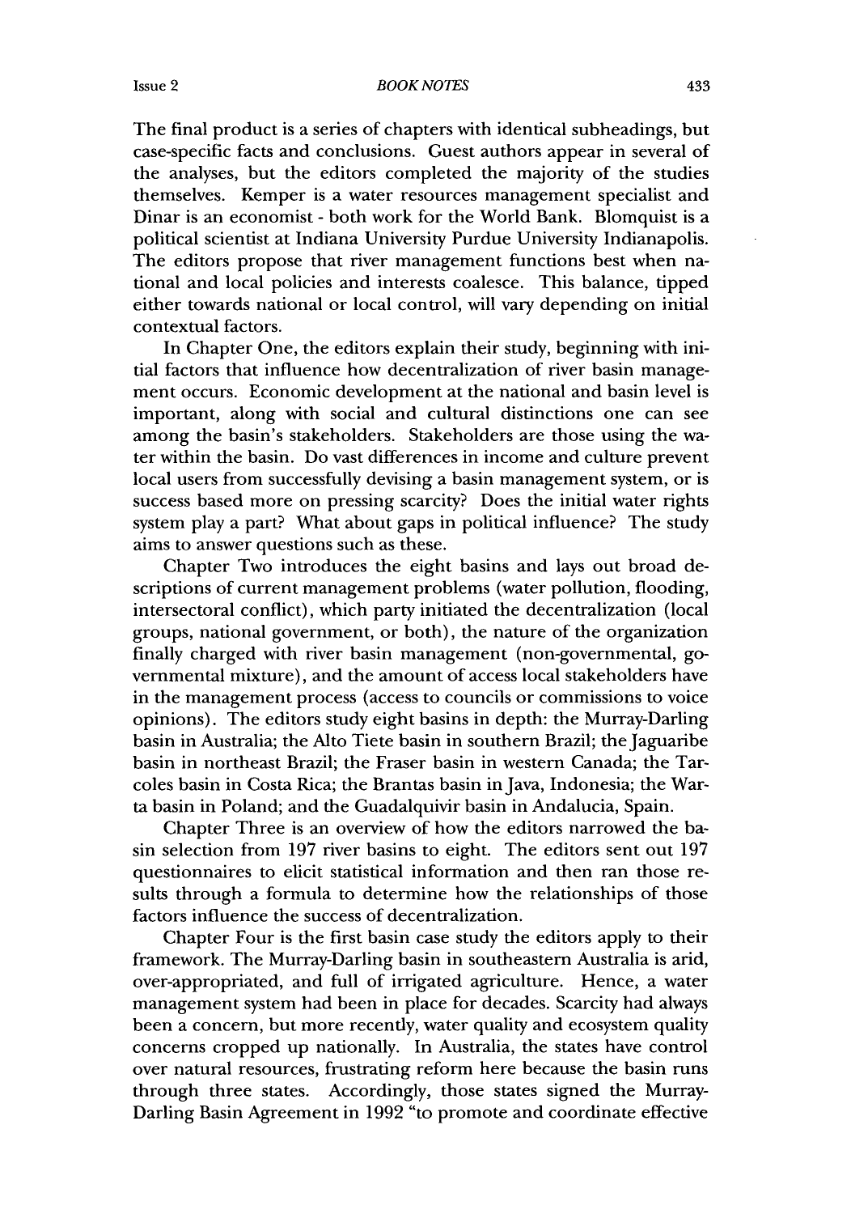The final product is a series of chapters with identical subheadings, but case-specific facts and conclusions. Guest authors appear in several of the analyses, but the editors completed the majority of the studies themselves. Kemper is a water resources management specialist and Dinar is an economist - both work for the World Bank. Blomquist is a political scientist at Indiana University Purdue University Indianapolis. The editors propose that river management functions best when national and local policies and interests coalesce. This balance, tipped either towards national or local control, will vary depending on initial contextual factors.

In Chapter One, the editors explain their study, beginning with initial factors that influence how decentralization of river basin management occurs. Economic development at the national and basin level is important, along with social and cultural distinctions one can see among the basin's stakeholders. Stakeholders are those using the water within the basin. Do vast differences in income and culture prevent local users from successfully devising a basin management system, or is success based more on pressing scarcity? Does the initial water rights system play a part? What about gaps in political influence? The study aims to answer questions such as these.

Chapter Two introduces the eight basins and lays out broad descriptions of current management problems (water pollution, flooding, intersectoral conflict), which party initiated the decentralization (local groups, national government, or both), the nature of the organization finally charged with river basin management (non-governmental, governmental mixture), and the amount of access local stakeholders have in the management process (access to councils or commissions to voice opinions). The editors study eight basins in depth: the Murray-Darling basin in Australia; the Alto Tiete basin in southern Brazil; the Jaguaribe basin in northeast Brazil; the Fraser basin in western Canada; the Tarcoles basin in Costa Rica; the Brantas basin in Java, Indonesia; the Warta basin in Poland; and the Guadalquivir basin in Andalucia, Spain.

Chapter Three is an overview of how the editors narrowed the basin selection from 197 river basins to eight. The editors sent out 197 questionnaires to elicit statistical information and then ran those results through a formula to determine how the relationships of those factors influence the success of decentralization.

Chapter Four is the first basin case study the editors apply to their framework. The Murray-Darling basin in southeastern Australia is arid, over-appropriated, and full of irrigated agriculture. Hence, a water management system had been in place for decades. Scarcity had always been a concern, but more recently, water quality and ecosystem quality concerns cropped up nationally. In Australia, the states have control over natural resources, frustrating reform here because the basin runs through three states. Accordingly, those states signed the Murray-Darling Basin Agreement in 1992 "to promote and coordinate effective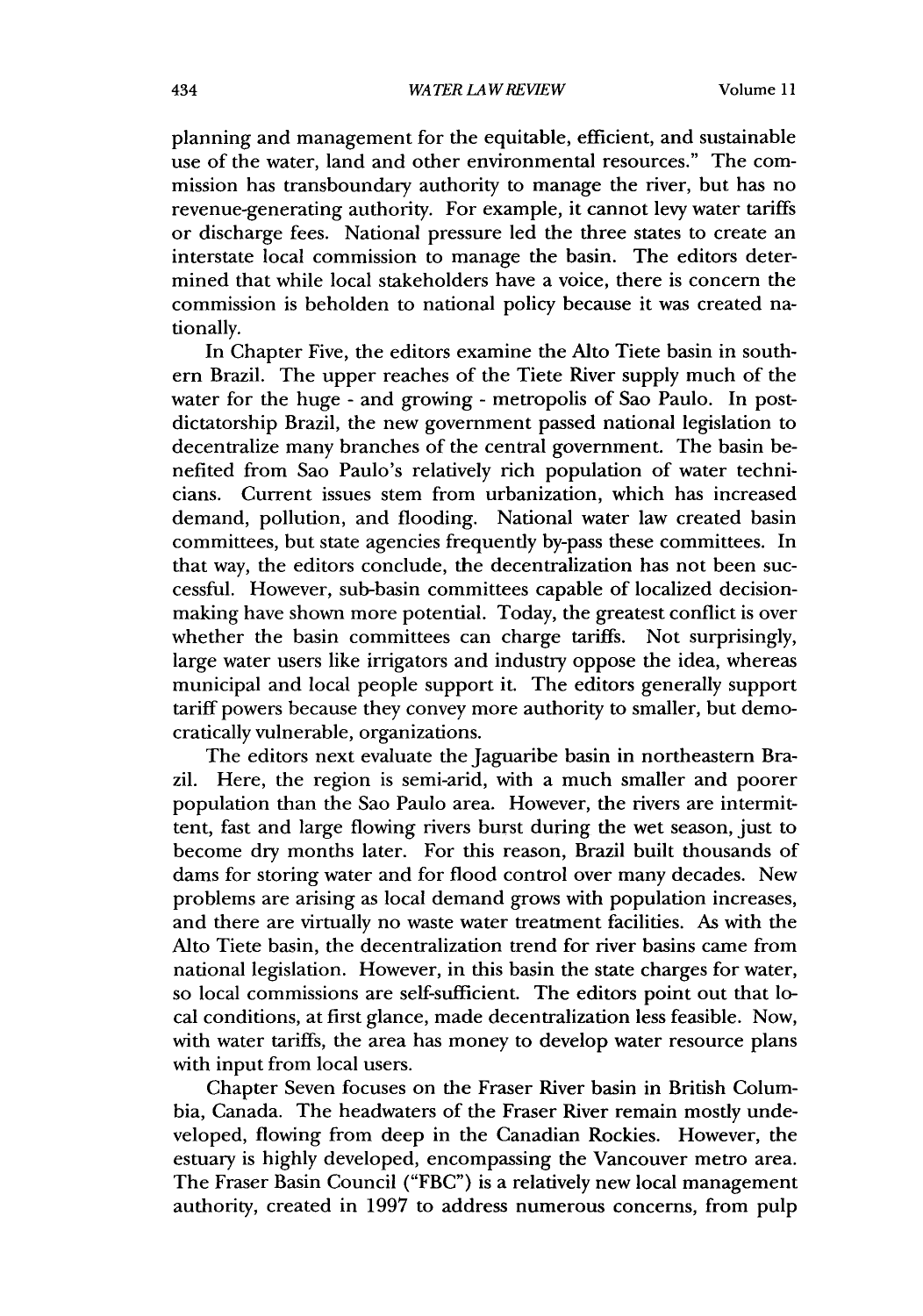planning and management for the equitable, efficient, and sustainable use of the water, land and other environmental resources." The commission has transboundary authority to manage the river, but has no revenue-generating authority. For example, it cannot levy water tariffs or discharge fees. National pressure led the three states to create an interstate local commission to manage the basin. The editors determined that while local stakeholders have a voice, there is concern the commission is beholden to national policy because it was created nationally.

In Chapter Five, the editors examine the Alto Tiete basin in southern Brazil. The upper reaches of the Tiete River supply much of the water for the huge - and growing - metropolis of Sao Paulo. In post-dictatorship Brazil, the new government passed national legislation to decentralize many branches of the central government. The basin benefited from Sao Paulo's relatively rich population of water technicians. Current issues stem from urbanization, which has increased demand, pollution, and flooding. National water law created basin committees, but state agencies frequently by-pass these committees. In that way, the editors conclude, the decentralization has not been successful. However, sub-basin committees capable of localized decision-making have shown more potential. Today, the greatest conflict is over whether the basin committees can charge tariffs. Not surprisingly, large water users like irrigators and industry oppose the idea, whereas municipal and local people support it. The editors generally support tariff powers because they convey more authority to smaller, but democratically vulnerable, organizations.

The editors next evaluate the Jaguaribe basin in northeastern Brazil. Here, the region is semi-arid, with a much smaller and poorer population than the Sao Paulo area. However, the rivers are intermittent, fast and large flowing rivers burst during the wet season, just to become dry months later. For this reason, Brazil built thousands of dams for storing water and for flood control over many decades. New problems are arising as local demand grows with population increases, and there are virtually no waste water treatment facilities. As with the Alto Tiete basin, the decentralization trend for river basins came from national legislation. However, in this basin the state charges for water, so local commissions are self-sufficient. The editors point out that local conditions, at first glance, made decentralization less feasible. Now, with water tariffs, the area has money to develop water resource plans with input from local users.

Chapter Seven focuses on the Fraser River basin in British Columbia, Canada. The headwaters of the Fraser River remain mostly undeveloped, flowing from deep in the Canadian Rockies. However, the estuary is highly developed, encompassing the Vancouver metro area. The Fraser Basin Council ("FBC") is a relatively new local management authority, created in 1997 to address numerous concerns, from pulp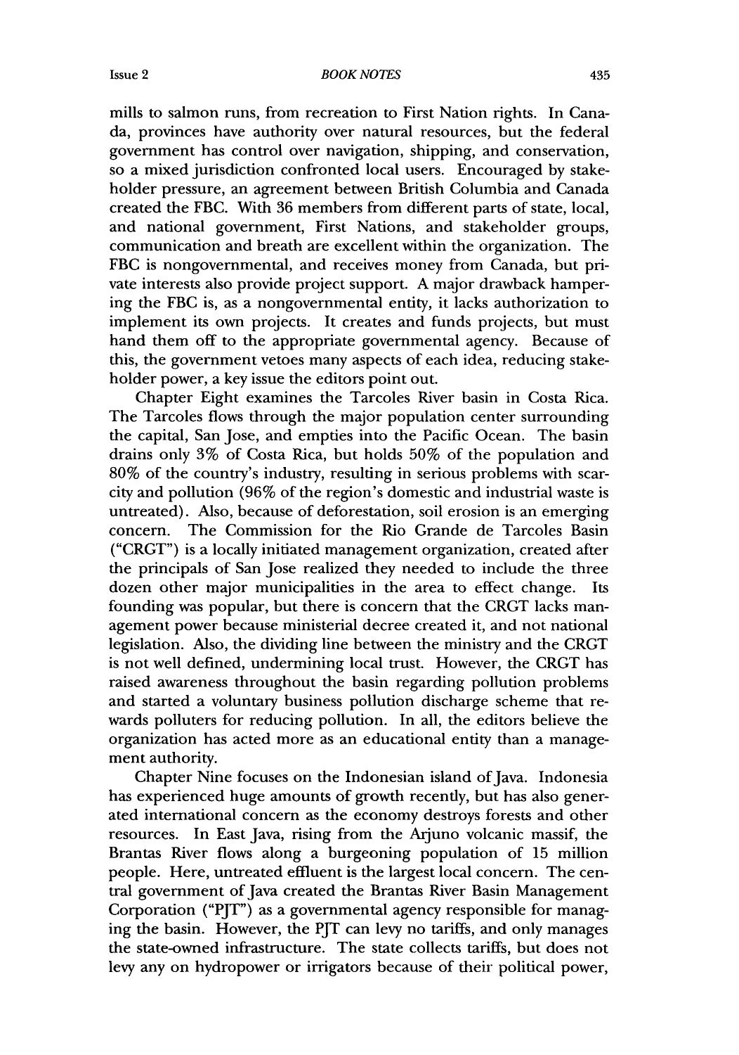mills to salmon runs, from recreation to First Nation rights. In Canada, provinces have authority over natural resources, but the federal government has control over navigation, shipping, and conservation, so a mixed jurisdiction confronted local users. Encouraged by stakeholder pressure, an agreement between British Columbia and Canada created the FBC. With 36 members from different parts of state, local, and national government, First Nations, and stakeholder groups, communication and breath are excellent within the organization. The FBC is nongovernmental, and receives money from Canada, but private interests also provide project support. A major drawback hampering the FBC is, as a nongovernmental entity, it lacks authorization to implement its own projects. It creates and funds projects, but must hand them off to the appropriate governmental agency. Because of this, the government vetoes many aspects of each idea, reducing stakeholder power, a key issue the editors point out.

Chapter Eight examines the Tarcoles River basin in Costa Rica. The Tarcoles flows through the major population center surrounding the capital, San Jose, and empties into the Pacific Ocean. The basin drains only 3% of Costa Rica, but holds 50% of the population and 80% of the country's industry, resulting in serious problems with scarcity and pollution (96% of the region's domestic and industrial waste is untreated). Also, because of deforestation, soil erosion is an emerging concern. The Commission for the Rio Grande de Tarcoles Basin ("CRGT") is a locally initiated management organization, created after the principals of San Jose realized they needed to include the three dozen other major municipalities in the area to effect change. Its founding was popular, but there is concern that the CRGT lacks management power because ministerial decree created it, and not national legislation. Also, the dividing line between the ministry and the CRGT is not well defined, undermining local trust. However, the CRGT has raised awareness throughout the basin regarding pollution problems and started a voluntary business pollution discharge scheme that rewards polluters for reducing pollution. In all, the editors believe the organization has acted more as an educational entity than a management authority.

Chapter Nine focuses on the Indonesian island of Java. Indonesia has experienced huge amounts of growth recently, but has also generated international concern as the economy destroys forests and other resources. In East Java, rising from the Arjuno volcanic massif, the Brantas River flows along a burgeoning population of 15 million people. Here, untreated effluent is the largest local concern. The central government of Java created the Brantas River Basin Management Corporation ("PJT") as a governmental agency responsible for managing the basin. However, the PJT can levy no tariffs, and only manages the state-owned infrastructure. The state collects tariffs, but does not levy any on hydropower or irrigators because of their political power,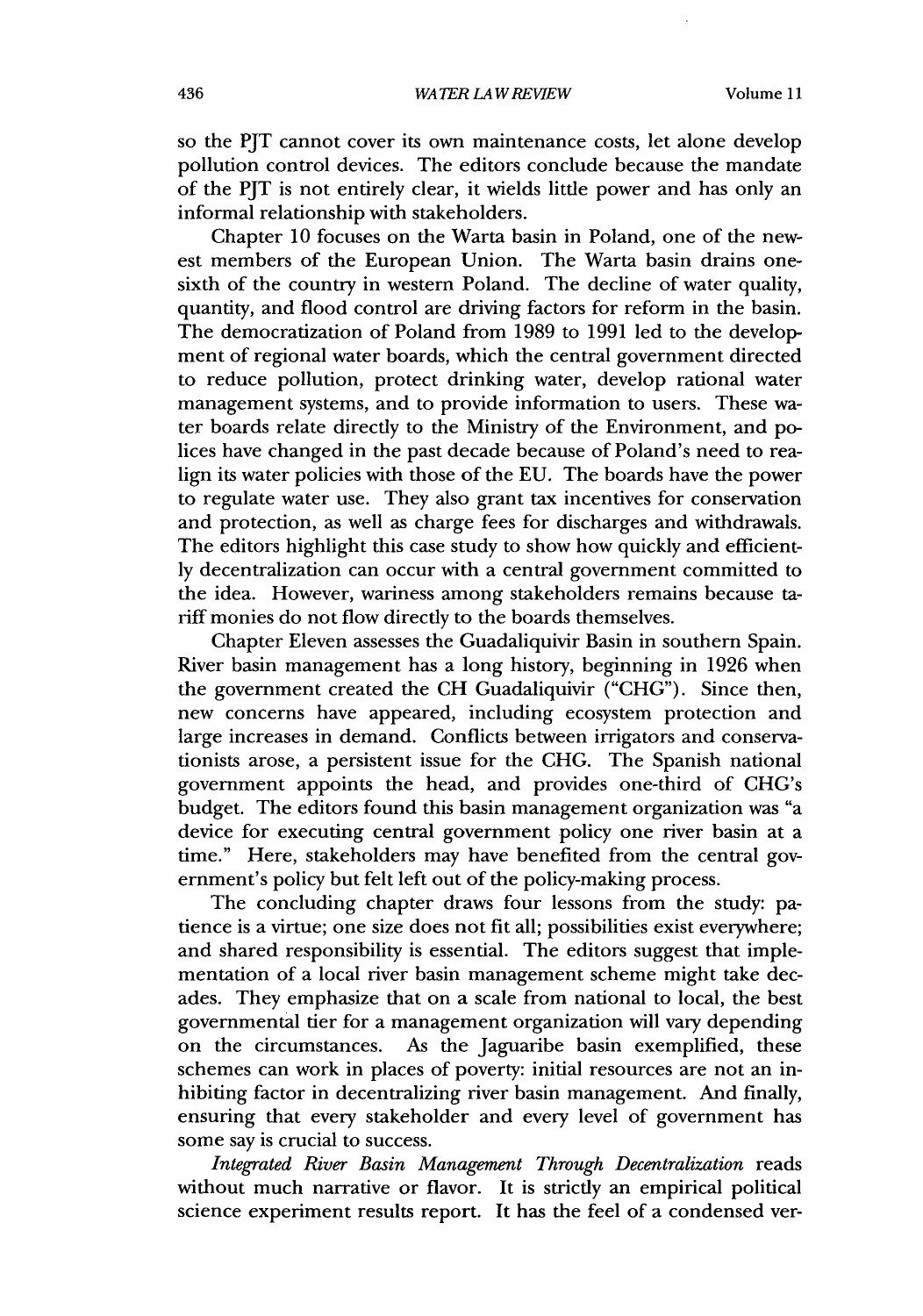so the PJT cannot cover its own maintenance costs, let alone develop pollution control devices. The editors conclude because the mandate of the PJT is not entirely clear, it wields little power and has only an informal relationship with stakeholders.

Chapter 10 focuses on the Warta basin in Poland, one of the newest members of the European Union. The Warta basin drains one-sixth of the country in western Poland. The decline of water quality, quantity, and flood control are driving factors for reform in the basin. The democratization of Poland from 1989 to 1991 led to the development of regional water boards, which the central government directed to reduce pollution, protect drinking water, develop rational water management systems, and to provide information to users. These water boards relate directly to the Ministry of the Environment, and polices have changed in the past decade because of Poland's need to realign its water policies with those of the EU. The boards have the power to regulate water use. They also grant tax incentives for conservation and protection, as well as charge fees for discharges and withdrawals. The editors highlight this case study to show how quickly and efficiently decentralization can occur with a central government committed to the idea. However, wariness among stakeholders remains because tariff monies do not flow directly to the boards themselves.

Chapter Eleven assesses the Guadaliquivir Basin in southern Spain. River basin management has a long history, beginning in 1926 when the government created the CH Guadaliquivir ("CHG"). Since then, new concerns have appeared, including ecosystem protection and large increases in demand. Conflicts between irrigators and conservationists arose, a persistent issue for the CHG. The Spanish national government appoints the head, and provides one-third of CHG's budget. The editors found this basin management organization was "a device for executing central government policy one river basin at a time." Here, stakeholders may have benefited from the central government's policy but felt left out of the policy-making process.

The concluding chapter draws four lessons from the study: patience is a virtue; one size does not fit all; possibilities exist everywhere; and shared responsibility is essential. The editors suggest that implementation of a local river basin management scheme might take decades. They emphasize that on a scale from national to local, the best governmental tier for a management organization will vary depending on the circumstances. As the Jaguaribe basin exemplified, these schemes can work in places of poverty: initial resources are not an inhibiting factor in decentralizing river basin management. And finally, ensuring that every stakeholder and every level of government has some say is crucial to success.

*Integrated River Basin Management Through Decentralization* reads without much narrative or flavor. It is strictly an empirical political science experiment results report. It has the feel of a condensed ver-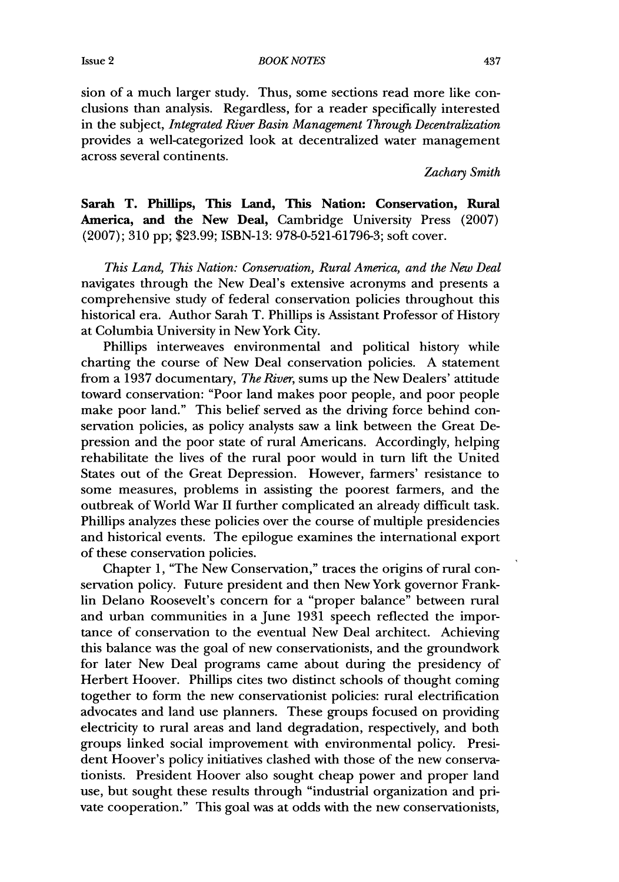sion of a much larger study. Thus, some sections read more like conclusions than analysis. Regardless, for a reader specifically interested in the subject, *Integrated River Basin Management Through Decentralization* provides a well-categorized look at decentralized water management across several continents.

*Zachary Smith*

**Sarah T. Phillips, This Land, This Nation: Conservation, Rural America, and the New Deal,** Cambridge University Press (2007) (2007); 310 pp; $23.99; ISBN-13: 978-0-521-61796-3; soft cover.

*This Land, This Nation: Conservation, Rural America, and the New Deal* navigates through the New Deal's extensive acronyms and presents a comprehensive study of federal conservation policies throughout this historical era. Author Sarah T. Phillips is Assistant Professor of History at Columbia University in New York City.

Phillips interweaves environmental and political history while charting the course of New Deal conservation policies. A statement from a 1937 documentary, *The River*, sums up the New Dealers' attitude toward conservation: "Poor land makes poor people, and poor people make poor land." This belief served as the driving force behind conservation policies, as policy analysts saw a link between the Great Depression and the poor state of rural Americans. Accordingly, helping rehabilitate the lives of the rural poor would in turn lift the United States out of the Great Depression. However, farmers' resistance to some measures, problems in assisting the poorest farmers, and the outbreak of World War II further complicated an already difficult task. Phillips analyzes these policies over the course of multiple presidencies and historical events. The epilogue examines the international export of these conservation policies.

Chapter 1, "The New Conservation," traces the origins of rural conservation policy. Future president and then New York governor Franklin Delano Roosevelt's concern for a "proper balance" between rural and urban communities in a June 1931 speech reflected the importance of conservation to the eventual New Deal architect. Achieving this balance was the goal of new conservationists, and the groundwork for later New Deal programs came about during the presidency of Herbert Hoover. Phillips cites two distinct schools of thought coming together to form the new conservationist policies: rural electrification advocates and land use planners. These groups focused on providing electricity to rural areas and land degradation, respectively, and both groups linked social improvement with environmental policy. President Hoover's policy initiatives clashed with those of the new conservationists. President Hoover also sought cheap power and proper land use, but sought these results through "industrial organization and private cooperation." This goal was at odds with the new conservationists,